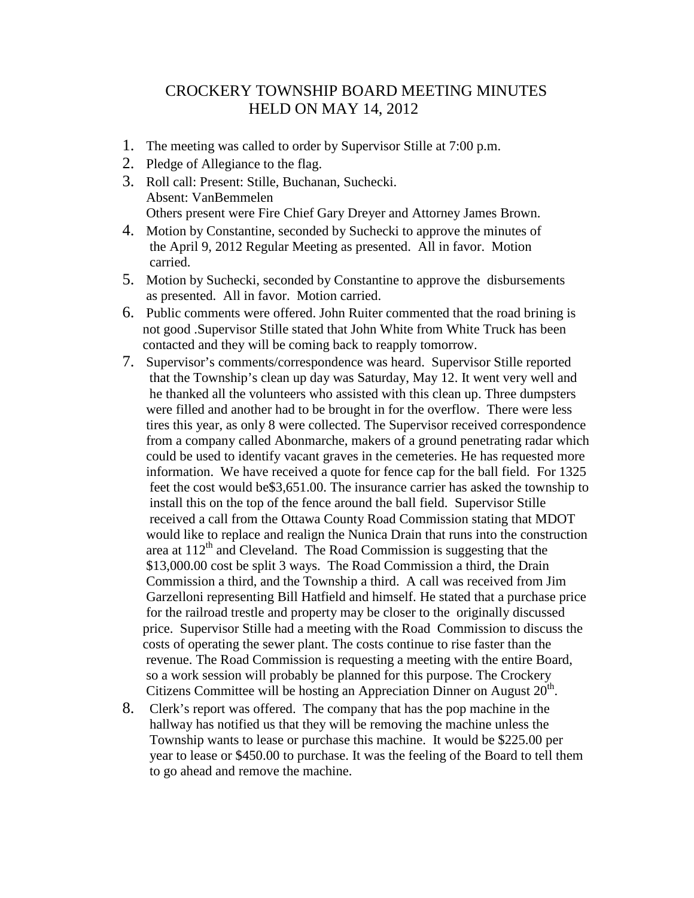# CROCKERY TOWNSHIP BOARD MEETING MINUTES HELD ON MAY 14, 2012

1. The meeting was called to order by Supervisor Stille at 7:00 p.m.
2. Pledge of Allegiance to the flag.
3. Roll call: Present: Stille, Buchanan, Suchecki.
   Absent: VanBemmelen
   Others present were Fire Chief Gary Dreyer and Attorney James Brown.
4. Motion by Constantine, seconded by Suchecki to approve the minutes of the April 9, 2012 Regular Meeting as presented. All in favor. Motion carried.
5. Motion by Suchecki, seconded by Constantine to approve the disbursements as presented. All in favor. Motion carried.
6. Public comments were offered. John Ruiter commented that the road brining is not good .Supervisor Stille stated that John White from White Truck has been contacted and they will be coming back to reapply tomorrow.
7. Supervisor's comments/correspondence was heard. Supervisor Stille reported that the Township's clean up day was Saturday, May 12. It went very well and he thanked all the volunteers who assisted with this clean up. Three dumpsters were filled and another had to be brought in for the overflow. There were less tires this year, as only 8 were collected. The Supervisor received correspondence from a company called Abonmarche, makers of a ground penetrating radar which could be used to identify vacant graves in the cemeteries. He has requested more information. We have received a quote for fence cap for the ball field. For 1325 feet the cost would be$3,651.00. The insurance carrier has asked the township to install this on the top of the fence around the ball field. Supervisor Stille received a call from the Ottawa County Road Commission stating that MDOT would like to replace and realign the Nunica Drain that runs into the construction area at 112th and Cleveland. The Road Commission is suggesting that the $13,000.00 cost be split 3 ways. The Road Commission a third, the Drain Commission a third, and the Township a third. A call was received from Jim Garzelloni representing Bill Hatfield and himself. He stated that a purchase price for the railroad trestle and property may be closer to the originally discussed price. Supervisor Stille had a meeting with the Road Commission to discuss the costs of operating the sewer plant. The costs continue to rise faster than the revenue. The Road Commission is requesting a meeting with the entire Board, so a work session will probably be planned for this purpose. The Crockery Citizens Committee will be hosting an Appreciation Dinner on August 20th.
8. Clerk's report was offered. The company that has the pop machine in the hallway has notified us that they will be removing the machine unless the Township wants to lease or purchase this machine. It would be $225.00 per year to lease or $450.00 to purchase. It was the feeling of the Board to tell them to go ahead and remove the machine.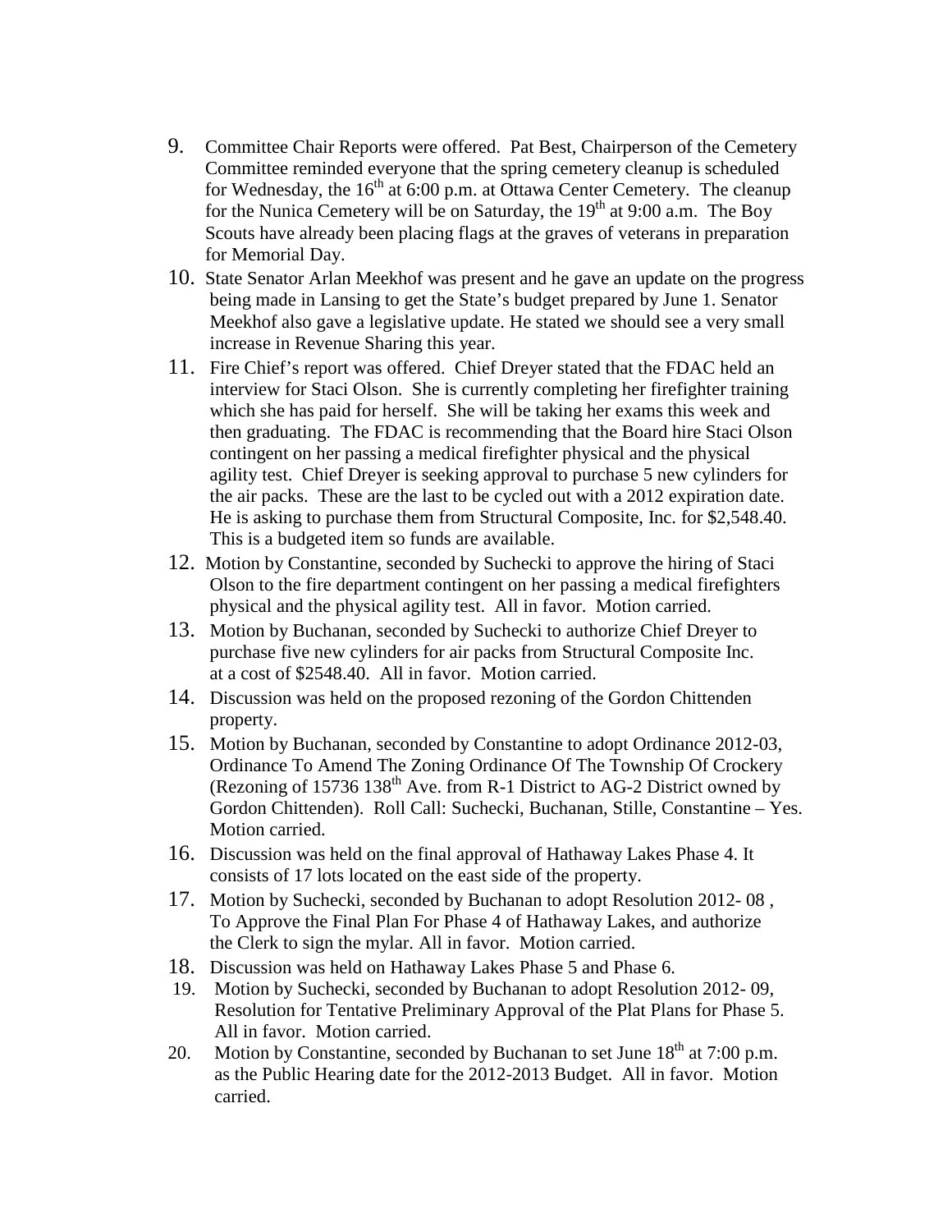9. Committee Chair Reports were offered. Pat Best, Chairperson of the Cemetery Committee reminded everyone that the spring cemetery cleanup is scheduled for Wednesday, the 16th at 6:00 p.m. at Ottawa Center Cemetery. The cleanup for the Nunica Cemetery will be on Saturday, the 19th at 9:00 a.m. The Boy Scouts have already been placing flags at the graves of veterans in preparation for Memorial Day.
10. State Senator Arlan Meekhof was present and he gave an update on the progress being made in Lansing to get the State's budget prepared by June 1. Senator Meekhof also gave a legislative update. He stated we should see a very small increase in Revenue Sharing this year.
11. Fire Chief's report was offered. Chief Dreyer stated that the FDAC held an interview for Staci Olson. She is currently completing her firefighter training which she has paid for herself. She will be taking her exams this week and then graduating. The FDAC is recommending that the Board hire Staci Olson contingent on her passing a medical firefighter physical and the physical agility test. Chief Dreyer is seeking approval to purchase 5 new cylinders for the air packs. These are the last to be cycled out with a 2012 expiration date. He is asking to purchase them from Structural Composite, Inc. for $2,548.40. This is a budgeted item so funds are available.
12. Motion by Constantine, seconded by Suchecki to approve the hiring of Staci Olson to the fire department contingent on her passing a medical firefighters physical and the physical agility test. All in favor. Motion carried.
13. Motion by Buchanan, seconded by Suchecki to authorize Chief Dreyer to purchase five new cylinders for air packs from Structural Composite Inc. at a cost of $2548.40. All in favor. Motion carried.
14. Discussion was held on the proposed rezoning of the Gordon Chittenden property.
15. Motion by Buchanan, seconded by Constantine to adopt Ordinance 2012-03, Ordinance To Amend The Zoning Ordinance Of The Township Of Crockery (Rezoning of 15736 138th Ave. from R-1 District to AG-2 District owned by Gordon Chittenden). Roll Call: Suchecki, Buchanan, Stille, Constantine – Yes. Motion carried.
16. Discussion was held on the final approval of Hathaway Lakes Phase 4. It consists of 17 lots located on the east side of the property.
17. Motion by Suchecki, seconded by Buchanan to adopt Resolution 2012- 08 , To Approve the Final Plan For Phase 4 of Hathaway Lakes, and authorize the Clerk to sign the mylar. All in favor. Motion carried.
18. Discussion was held on Hathaway Lakes Phase 5 and Phase 6.
19. Motion by Suchecki, seconded by Buchanan to adopt Resolution 2012- 09, Resolution for Tentative Preliminary Approval of the Plat Plans for Phase 5. All in favor. Motion carried.
20. Motion by Constantine, seconded by Buchanan to set June 18th at 7:00 p.m. as the Public Hearing date for the 2012-2013 Budget. All in favor. Motion carried.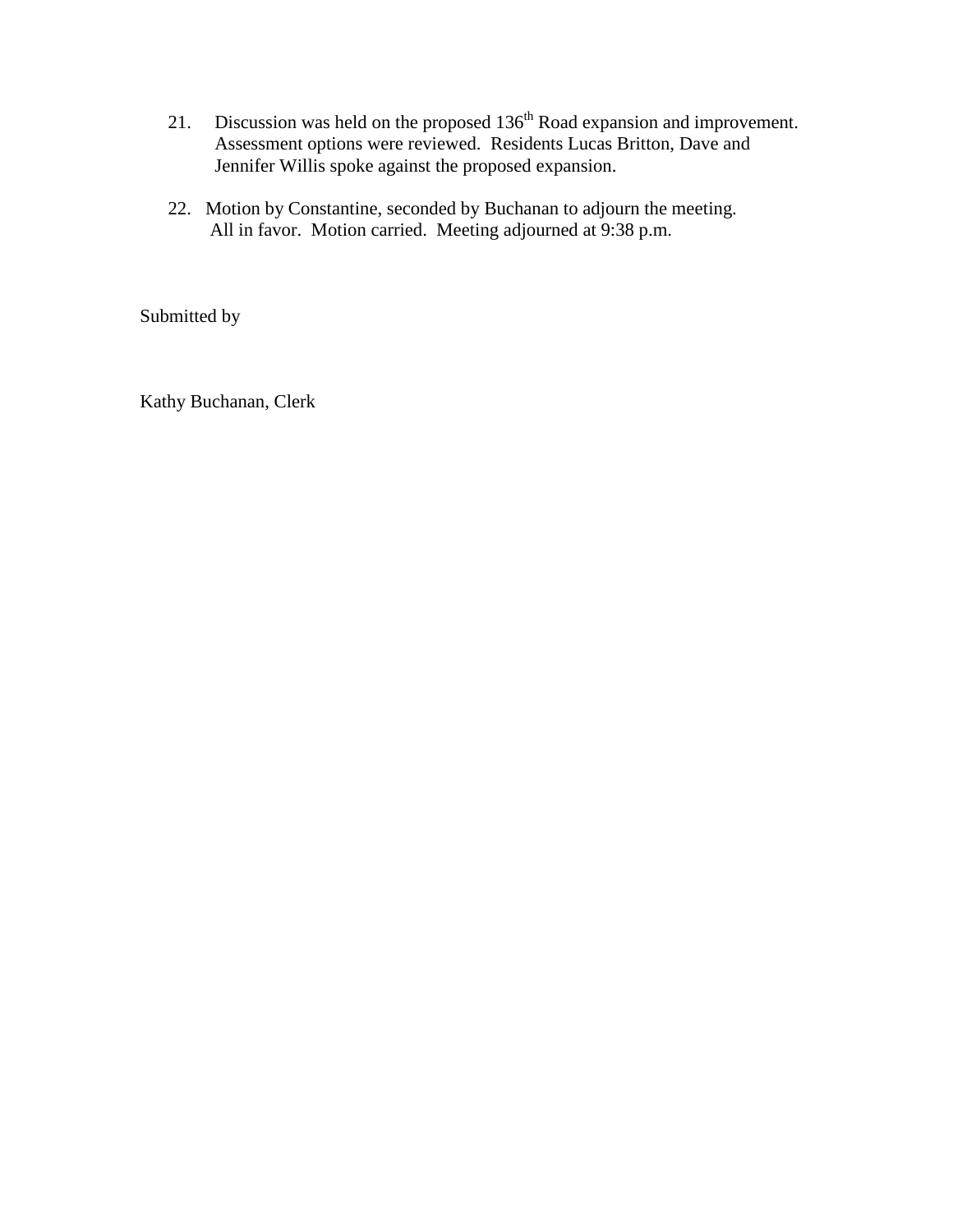21. Discussion was held on the proposed 136th Road expansion and improvement. Assessment options were reviewed. Residents Lucas Britton, Dave and Jennifer Willis spoke against the proposed expansion.

22. Motion by Constantine, seconded by Buchanan to adjourn the meeting. All in favor. Motion carried. Meeting adjourned at 9:38 p.m.

Submitted by

Kathy Buchanan, Clerk